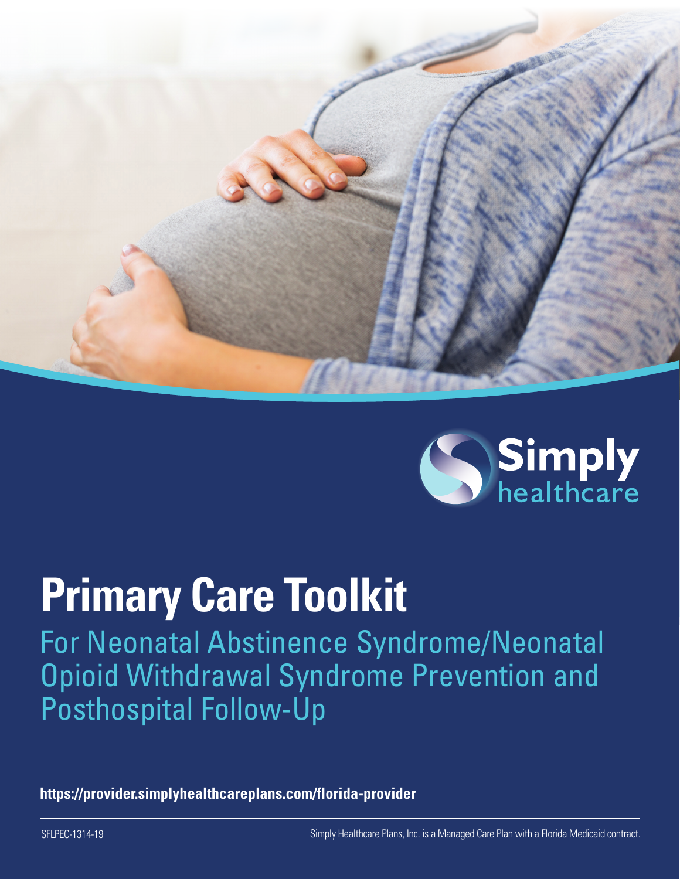Simply healthcare

# Primary Care Toolkit

## For Neonatal Abstinence Syndrome/Neonatal Opioid Withdrawal Syndrome Prevention and Posthospital Follow-Up

**https://provider.simplyhealthcareplans.com/florida-provider**

SFLPEC-1314-19

Simply Healthcare Plans, Inc. is a Managed Care Plan with a Florida Medicaid contract.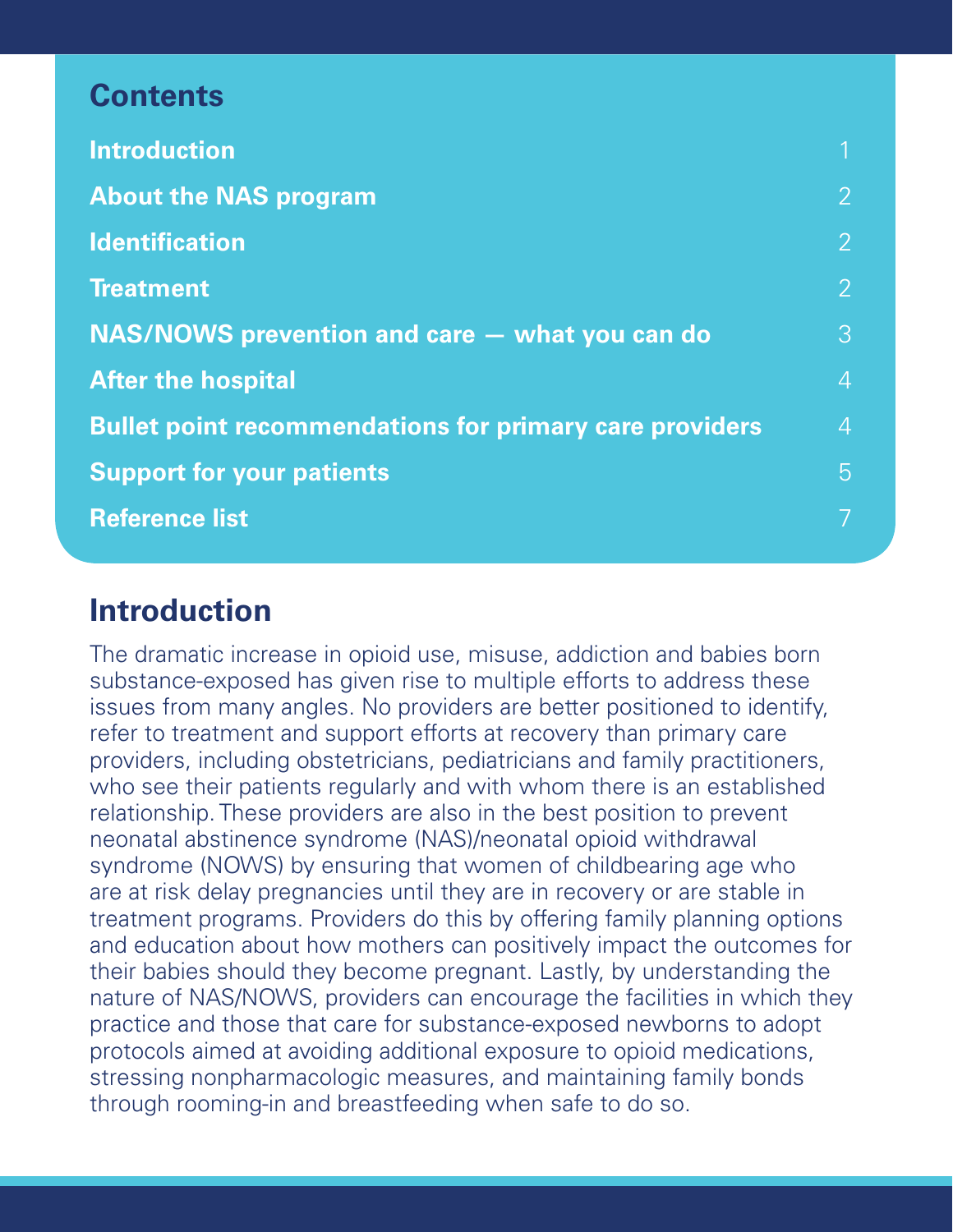## Contents

| | |
|---|---|
| **Introduction** | 1 |
| **About the NAS program** | 2 |
| **Identification** | 2 |
| **Treatment** | 2 |
| **NAS/NOWS prevention and care — what you can do** | 3 |
| **After the hospital** | 4 |
| **Bullet point recommendations for primary care providers** | 4 |
| **Support for your patients** | 5 |
| **Reference list** | 7 |

## Introduction

The dramatic increase in opioid use, misuse, addiction and babies born substance-exposed has given rise to multiple efforts to address these issues from many angles. No providers are better positioned to identify, refer to treatment and support efforts at recovery than primary care providers, including obstetricians, pediatricians and family practitioners, who see their patients regularly and with whom there is an established relationship. These providers are also in the best position to prevent neonatal abstinence syndrome (NAS)/neonatal opioid withdrawal syndrome (NOWS) by ensuring that women of childbearing age who are at risk delay pregnancies until they are in recovery or are stable in treatment programs. Providers do this by offering family planning options and education about how mothers can positively impact the outcomes for their babies should they become pregnant. Lastly, by understanding the nature of NAS/NOWS, providers can encourage the facilities in which they practice and those that care for substance-exposed newborns to adopt protocols aimed at avoiding additional exposure to opioid medications, stressing nonpharmacologic measures, and maintaining family bonds through rooming-in and breastfeeding when safe to do so.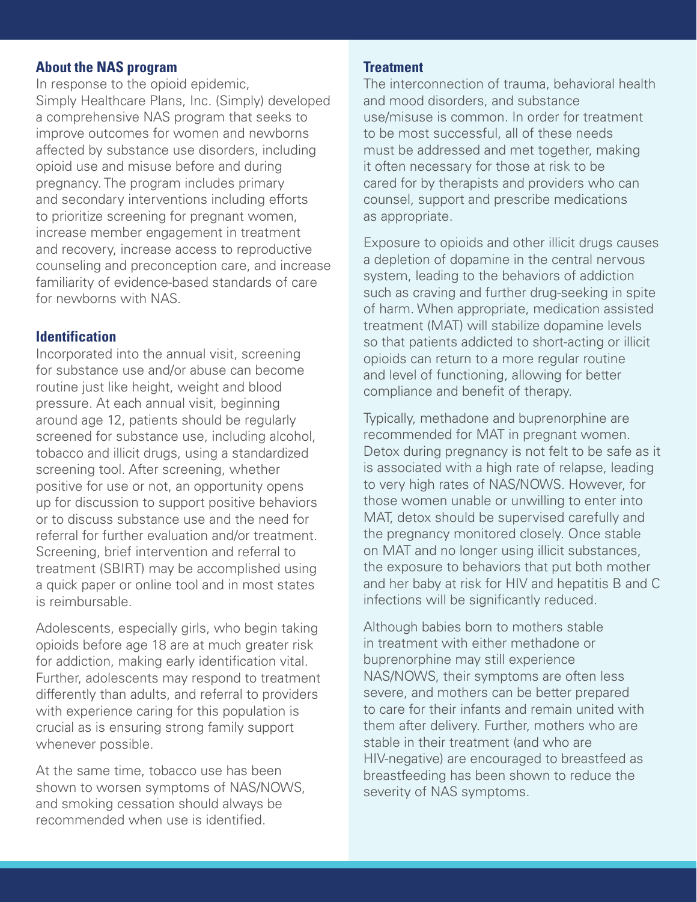## About the NAS program

In response to the opioid epidemic, Simply Healthcare Plans, Inc. (Simply) developed a comprehensive NAS program that seeks to improve outcomes for women and newborns affected by substance use disorders, including opioid use and misuse before and during pregnancy. The program includes primary and secondary interventions including efforts to prioritize screening for pregnant women, increase member engagement in treatment and recovery, increase access to reproductive counseling and preconception care, and increase familiarity of evidence-based standards of care for newborns with NAS.

## Identification

Incorporated into the annual visit, screening for substance use and/or abuse can become routine just like height, weight and blood pressure. At each annual visit, beginning around age 12, patients should be regularly screened for substance use, including alcohol, tobacco and illicit drugs, using a standardized screening tool. After screening, whether positive for use or not, an opportunity opens up for discussion to support positive behaviors or to discuss substance use and the need for referral for further evaluation and/or treatment. Screening, brief intervention and referral to treatment (SBIRT) may be accomplished using a quick paper or online tool and in most states is reimbursable.

Adolescents, especially girls, who begin taking opioids before age 18 are at much greater risk for addiction, making early identification vital. Further, adolescents may respond to treatment differently than adults, and referral to providers with experience caring for this population is crucial as is ensuring strong family support whenever possible.

At the same time, tobacco use has been shown to worsen symptoms of NAS/NOWS, and smoking cessation should always be recommended when use is identified.

## Treatment

The interconnection of trauma, behavioral health and mood disorders, and substance use/misuse is common. In order for treatment to be most successful, all of these needs must be addressed and met together, making it often necessary for those at risk to be cared for by therapists and providers who can counsel, support and prescribe medications as appropriate.

Exposure to opioids and other illicit drugs causes a depletion of dopamine in the central nervous system, leading to the behaviors of addiction such as craving and further drug-seeking in spite of harm. When appropriate, medication assisted treatment (MAT) will stabilize dopamine levels so that patients addicted to short-acting or illicit opioids can return to a more regular routine and level of functioning, allowing for better compliance and benefit of therapy.

Typically, methadone and buprenorphine are recommended for MAT in pregnant women. Detox during pregnancy is not felt to be safe as it is associated with a high rate of relapse, leading to very high rates of NAS/NOWS. However, for those women unable or unwilling to enter into MAT, detox should be supervised carefully and the pregnancy monitored closely. Once stable on MAT and no longer using illicit substances, the exposure to behaviors that put both mother and her baby at risk for HIV and hepatitis B and C infections will be significantly reduced.

Although babies born to mothers stable in treatment with either methadone or buprenorphine may still experience NAS/NOWS, their symptoms are often less severe, and mothers can be better prepared to care for their infants and remain united with them after delivery. Further, mothers who are stable in their treatment (and who are HIV-negative) are encouraged to breastfeed as breastfeeding has been shown to reduce the severity of NAS symptoms.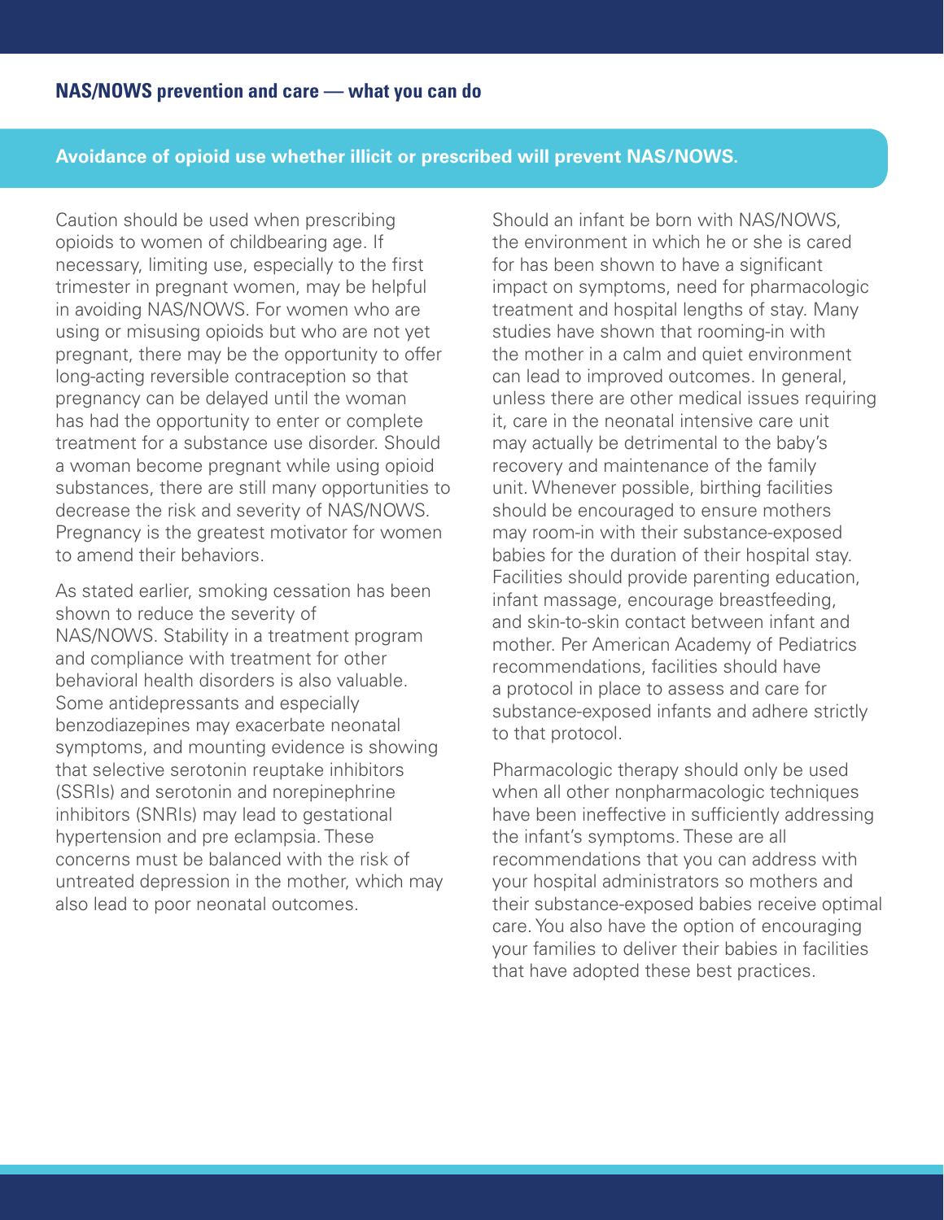## NAS/NOWS prevention and care — what you can do

**Avoidance of opioid use whether illicit or prescribed will prevent NAS/NOWS.**

Caution should be used when prescribing opioids to women of childbearing age. If necessary, limiting use, especially to the first trimester in pregnant women, may be helpful in avoiding NAS/NOWS. For women who are using or misusing opioids but who are not yet pregnant, there may be the opportunity to offer long-acting reversible contraception so that pregnancy can be delayed until the woman has had the opportunity to enter or complete treatment for a substance use disorder. Should a woman become pregnant while using opioid substances, there are still many opportunities to decrease the risk and severity of NAS/NOWS. Pregnancy is the greatest motivator for women to amend their behaviors.

As stated earlier, smoking cessation has been shown to reduce the severity of NAS/NOWS. Stability in a treatment program and compliance with treatment for other behavioral health disorders is also valuable. Some antidepressants and especially benzodiazepines may exacerbate neonatal symptoms, and mounting evidence is showing that selective serotonin reuptake inhibitors (SSRIs) and serotonin and norepinephrine inhibitors (SNRIs) may lead to gestational hypertension and pre eclampsia. These concerns must be balanced with the risk of untreated depression in the mother, which may also lead to poor neonatal outcomes.

Should an infant be born with NAS/NOWS, the environment in which he or she is cared for has been shown to have a significant impact on symptoms, need for pharmacologic treatment and hospital lengths of stay. Many studies have shown that rooming-in with the mother in a calm and quiet environment can lead to improved outcomes. In general, unless there are other medical issues requiring it, care in the neonatal intensive care unit may actually be detrimental to the baby's recovery and maintenance of the family unit. Whenever possible, birthing facilities should be encouraged to ensure mothers may room-in with their substance-exposed babies for the duration of their hospital stay. Facilities should provide parenting education, infant massage, encourage breastfeeding, and skin-to-skin contact between infant and mother. Per American Academy of Pediatrics recommendations, facilities should have a protocol in place to assess and care for substance-exposed infants and adhere strictly to that protocol.

Pharmacologic therapy should only be used when all other nonpharmacologic techniques have been ineffective in sufficiently addressing the infant's symptoms. These are all recommendations that you can address with your hospital administrators so mothers and their substance-exposed babies receive optimal care. You also have the option of encouraging your families to deliver their babies in facilities that have adopted these best practices.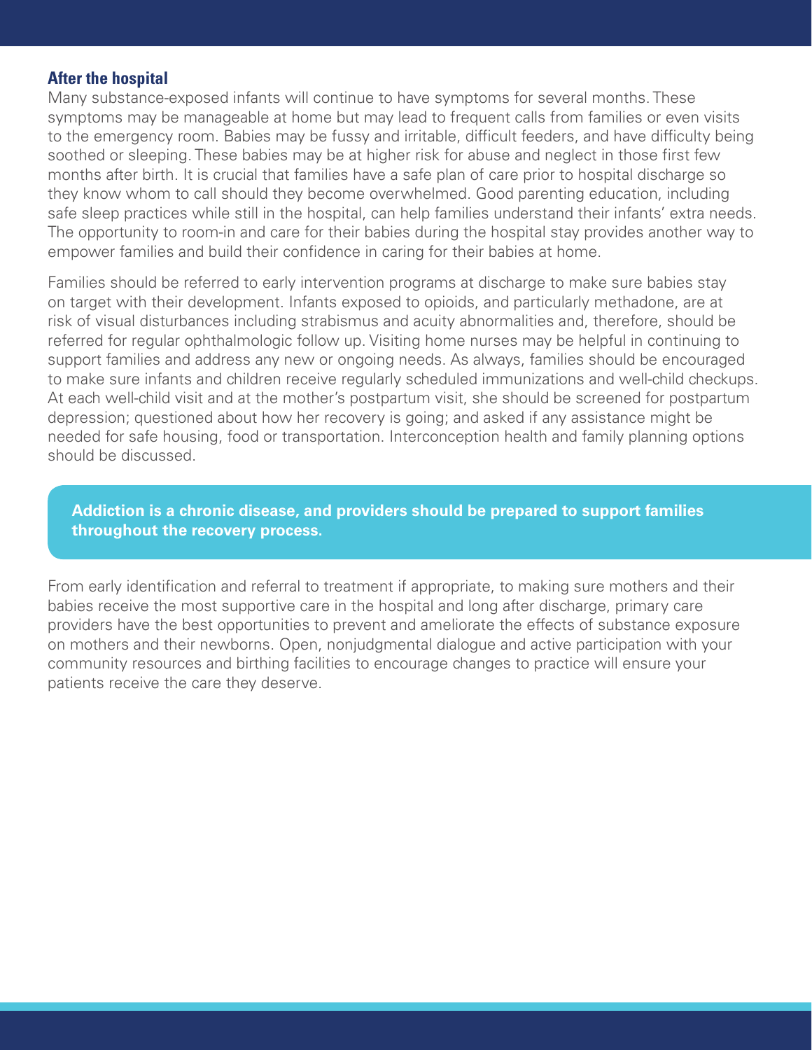## After the hospital

Many substance-exposed infants will continue to have symptoms for several months. These symptoms may be manageable at home but may lead to frequent calls from families or even visits to the emergency room. Babies may be fussy and irritable, difficult feeders, and have difficulty being soothed or sleeping. These babies may be at higher risk for abuse and neglect in those first few months after birth. It is crucial that families have a safe plan of care prior to hospital discharge so they know whom to call should they become overwhelmed. Good parenting education, including safe sleep practices while still in the hospital, can help families understand their infants' extra needs. The opportunity to room-in and care for their babies during the hospital stay provides another way to empower families and build their confidence in caring for their babies at home.

Families should be referred to early intervention programs at discharge to make sure babies stay on target with their development. Infants exposed to opioids, and particularly methadone, are at risk of visual disturbances including strabismus and acuity abnormalities and, therefore, should be referred for regular ophthalmologic follow up. Visiting home nurses may be helpful in continuing to support families and address any new or ongoing needs. As always, families should be encouraged to make sure infants and children receive regularly scheduled immunizations and well-child checkups. At each well-child visit and at the mother's postpartum visit, she should be screened for postpartum depression; questioned about how her recovery is going; and asked if any assistance might be needed for safe housing, food or transportation. Interconception health and family planning options should be discussed.

**Addiction is a chronic disease, and providers should be prepared to support families throughout the recovery process.**

From early identification and referral to treatment if appropriate, to making sure mothers and their babies receive the most supportive care in the hospital and long after discharge, primary care providers have the best opportunities to prevent and ameliorate the effects of substance exposure on mothers and their newborns. Open, nonjudgmental dialogue and active participation with your community resources and birthing facilities to encourage changes to practice will ensure your patients receive the care they deserve.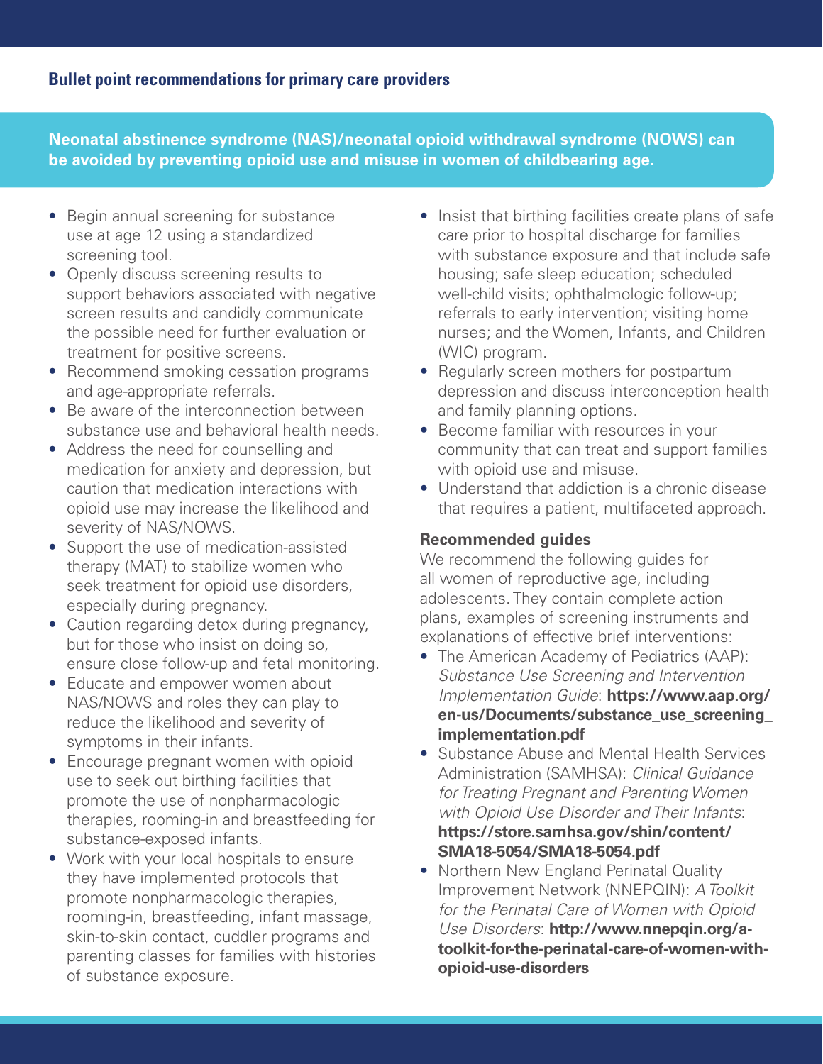## Bullet point recommendations for primary care providers

**Neonatal abstinence syndrome (NAS)/neonatal opioid withdrawal syndrome (NOWS) can be avoided by preventing opioid use and misuse in women of childbearing age.**

- Begin annual screening for substance use at age 12 using a standardized screening tool.
- Openly discuss screening results to support behaviors associated with negative screen results and candidly communicate the possible need for further evaluation or treatment for positive screens.
- Recommend smoking cessation programs and age-appropriate referrals.
- Be aware of the interconnection between substance use and behavioral health needs.
- Address the need for counselling and medication for anxiety and depression, but caution that medication interactions with opioid use may increase the likelihood and severity of NAS/NOWS.
- Support the use of medication-assisted therapy (MAT) to stabilize women who seek treatment for opioid use disorders, especially during pregnancy.
- Caution regarding detox during pregnancy, but for those who insist on doing so, ensure close follow-up and fetal monitoring.
- Educate and empower women about NAS/NOWS and roles they can play to reduce the likelihood and severity of symptoms in their infants.
- Encourage pregnant women with opioid use to seek out birthing facilities that promote the use of nonpharmacologic therapies, rooming-in and breastfeeding for substance-exposed infants.
- Work with your local hospitals to ensure they have implemented protocols that promote nonpharmacologic therapies, rooming-in, breastfeeding, infant massage, skin-to-skin contact, cuddler programs and parenting classes for families with histories of substance exposure.
- Insist that birthing facilities create plans of safe care prior to hospital discharge for families with substance exposure and that include safe housing; safe sleep education; scheduled well-child visits; ophthalmologic follow-up; referrals to early intervention; visiting home nurses; and the Women, Infants, and Children (WIC) program.
- Regularly screen mothers for postpartum depression and discuss interconception health and family planning options.
- Become familiar with resources in your community that can treat and support families with opioid use and misuse.
- Understand that addiction is a chronic disease that requires a patient, multifaceted approach.

### Recommended guides

We recommend the following guides for all women of reproductive age, including adolescents. They contain complete action plans, examples of screening instruments and explanations of effective brief interventions:

- The American Academy of Pediatrics (AAP): *Substance Use Screening and Intervention Implementation Guide*: **https://www.aap.org/en-us/Documents/substance_use_screening_implementation.pdf**
- Substance Abuse and Mental Health Services Administration (SAMHSA): *Clinical Guidance for Treating Pregnant and Parenting Women with Opioid Use Disorder and Their Infants*: **https://store.samhsa.gov/shin/content/SMA18-5054/SMA18-5054.pdf**
- Northern New England Perinatal Quality Improvement Network (NNEPQIN): *A Toolkit for the Perinatal Care of Women with Opioid Use Disorders*: **http://www.nnepqin.org/a-toolkit-for-the-perinatal-care-of-women-with-opioid-use-disorders**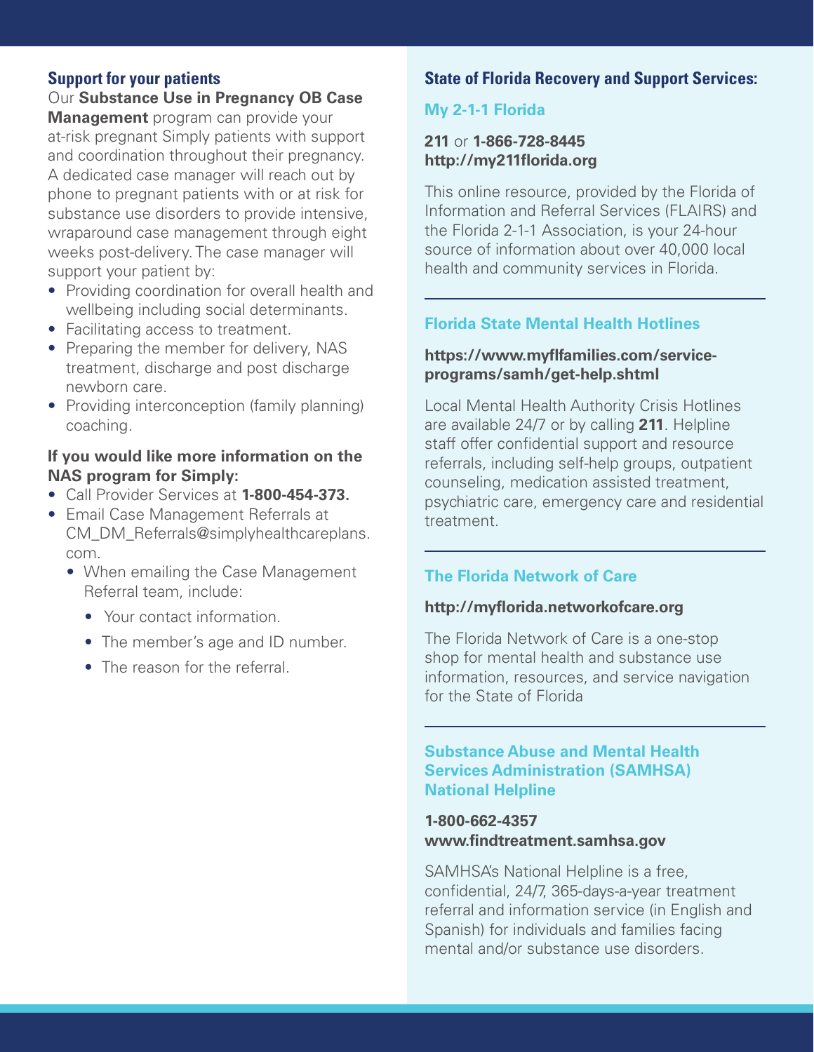### Support for your patients

Our **Substance Use in Pregnancy OB Case Management** program can provide your at-risk pregnant Simply patients with support and coordination throughout their pregnancy. A dedicated case manager will reach out by phone to pregnant patients with or at risk for substance use disorders to provide intensive, wraparound case management through eight weeks post-delivery. The case manager will support your patient by:

- Providing coordination for overall health and wellbeing including social determinants.
- Facilitating access to treatment.
- Preparing the member for delivery, NAS treatment, discharge and post discharge newborn care.
- Providing interconception (family planning) coaching.

**If you would like more information on the NAS program for Simply:**

- Call Provider Services at **1-800-454-373.**
- Email Case Management Referrals at CM_DM_Referrals@simplyhealthcareplans.com.
  - When emailing the Case Management Referral team, include:
    - Your contact information.
    - The member's age and ID number.
    - The reason for the referral.

### State of Florida Recovery and Support Services:

#### My 2-1-1 Florida

**211** or **1-866-728-8445**
**http://my211florida.org**

This online resource, provided by the Florida of Information and Referral Services (FLAIRS) and the Florida 2-1-1 Association, is your 24-hour source of information about over 40,000 local health and community services in Florida.

#### Florida State Mental Health Hotlines

**https://www.myflfamilies.com/service-programs/samh/get-help.shtml**

Local Mental Health Authority Crisis Hotlines are available 24/7 or by calling **211**. Helpline staff offer confidential support and resource referrals, including self-help groups, outpatient counseling, medication assisted treatment, psychiatric care, emergency care and residential treatment.

#### The Florida Network of Care

**http://myflorida.networkofcare.org**

The Florida Network of Care is a one-stop shop for mental health and substance use information, resources, and service navigation for the State of Florida

#### Substance Abuse and Mental Health Services Administration (SAMHSA) National Helpline

**1-800-662-4357**
**www.findtreatment.samhsa.gov**

SAMHSA's National Helpline is a free, confidential, 24/7, 365-days-a-year treatment referral and information service (in English and Spanish) for individuals and families facing mental and/or substance use disorders.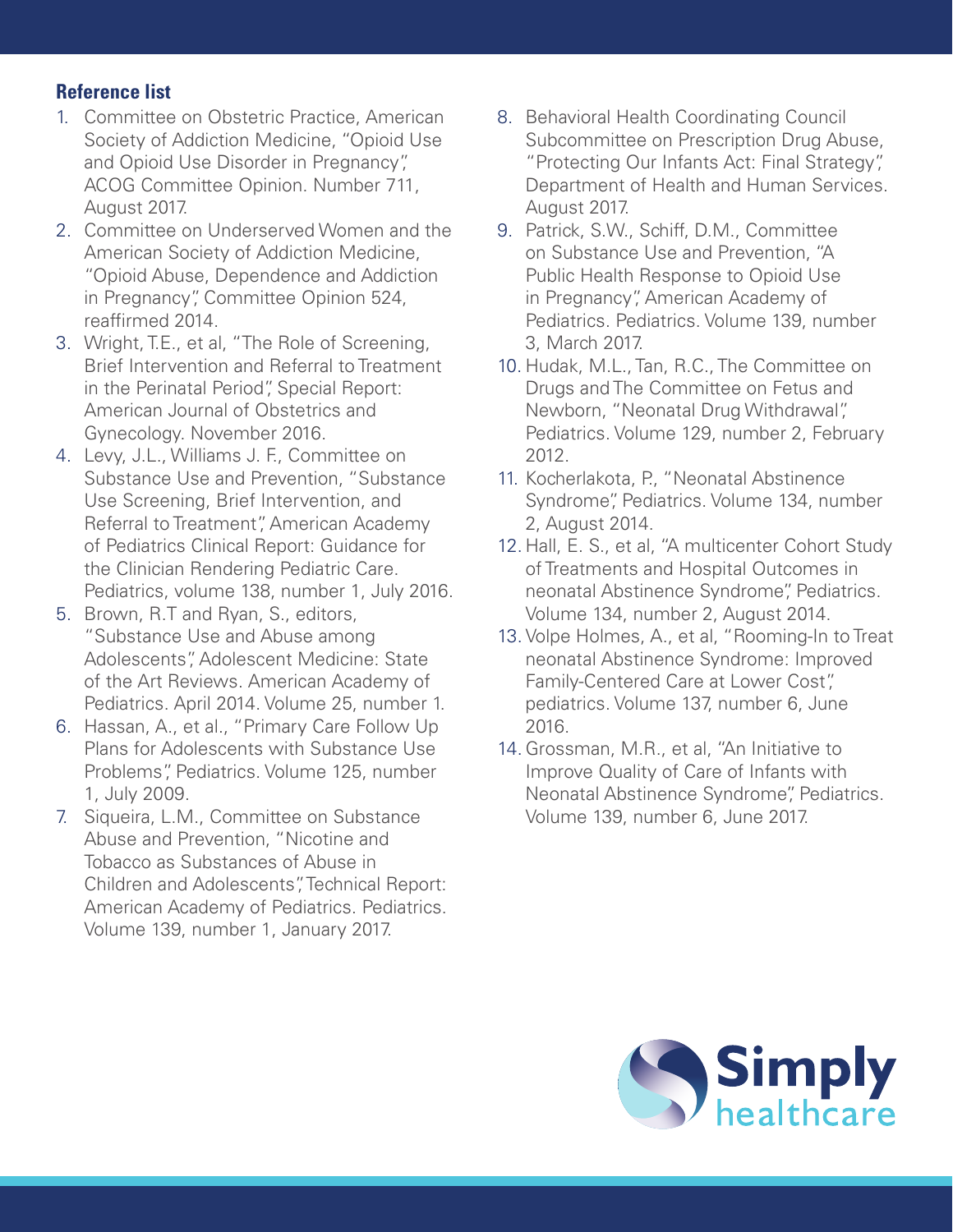**Reference list**

1. Committee on Obstetric Practice, American Society of Addiction Medicine, "Opioid Use and Opioid Use Disorder in Pregnancy", ACOG Committee Opinion. Number 711, August 2017.
2. Committee on Underserved Women and the American Society of Addiction Medicine, "Opioid Abuse, Dependence and Addiction in Pregnancy", Committee Opinion 524, reaffirmed 2014.
3. Wright, T.E., et al, "The Role of Screening, Brief Intervention and Referral to Treatment in the Perinatal Period", Special Report: American Journal of Obstetrics and Gynecology. November 2016.
4. Levy, J.L., Williams J. F., Committee on Substance Use and Prevention, "Substance Use Screening, Brief Intervention, and Referral to Treatment", American Academy of Pediatrics Clinical Report: Guidance for the Clinician Rendering Pediatric Care. Pediatrics, volume 138, number 1, July 2016.
5. Brown, R.T and Ryan, S., editors, "Substance Use and Abuse among Adolescents", Adolescent Medicine: State of the Art Reviews. American Academy of Pediatrics. April 2014. Volume 25, number 1.
6. Hassan, A., et al., "Primary Care Follow Up Plans for Adolescents with Substance Use Problems", Pediatrics. Volume 125, number 1, July 2009.
7. Siqueira, L.M., Committee on Substance Abuse and Prevention, "Nicotine and Tobacco as Substances of Abuse in Children and Adolescents", Technical Report: American Academy of Pediatrics. Pediatrics. Volume 139, number 1, January 2017.
8. Behavioral Health Coordinating Council Subcommittee on Prescription Drug Abuse, "Protecting Our Infants Act: Final Strategy", Department of Health and Human Services. August 2017.
9. Patrick, S.W., Schiff, D.M., Committee on Substance Use and Prevention, "A Public Health Response to Opioid Use in Pregnancy", American Academy of Pediatrics. Pediatrics. Volume 139, number 3, March 2017.
10. Hudak, M.L., Tan, R.C., The Committee on Drugs and The Committee on Fetus and Newborn, "Neonatal Drug Withdrawal", Pediatrics. Volume 129, number 2, February 2012.
11. Kocherlakota, P., "Neonatal Abstinence Syndrome", Pediatrics. Volume 134, number 2, August 2014.
12. Hall, E. S., et al, "A multicenter Cohort Study of Treatments and Hospital Outcomes in neonatal Abstinence Syndrome", Pediatrics. Volume 134, number 2, August 2014.
13. Volpe Holmes, A., et al, "Rooming-In to Treat neonatal Abstinence Syndrome: Improved Family-Centered Care at Lower Cost", pediatrics. Volume 137, number 6, June 2016.
14. Grossman, M.R., et al, "An Initiative to Improve Quality of Care of Infants with Neonatal Abstinence Syndrome", Pediatrics. Volume 139, number 6, June 2017.

Simply healthcare